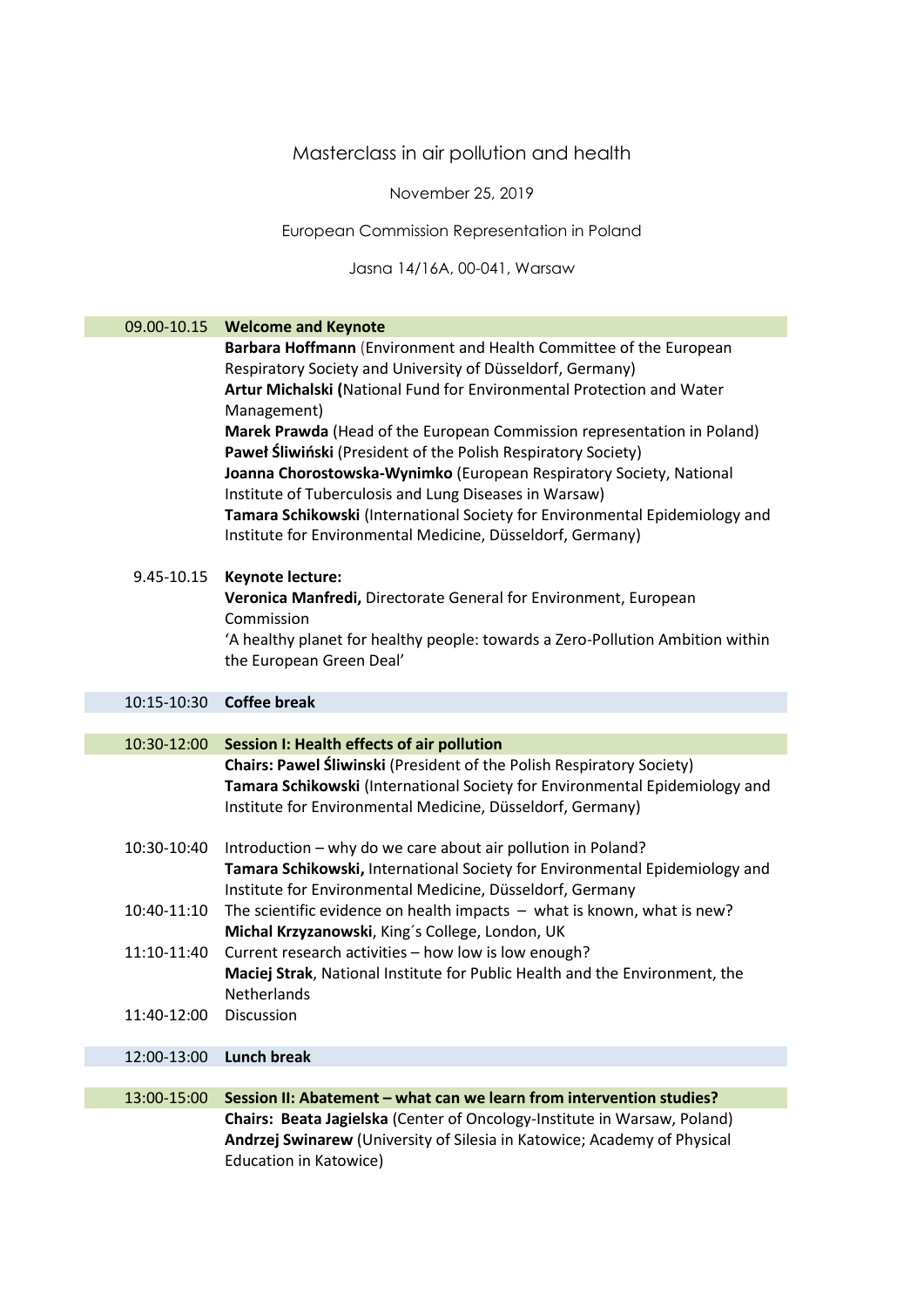# Masterclass in air pollution and health

November 25, 2019

European Commission Representation in Poland

Jasna 14/16A, 00-041, Warsaw

| | |
|---|---|
| 09.00-10.15 | **Welcome and Keynote** |
| | **Barbara Hoffmann** (Environment and Health Committee of the European Respiratory Society and University of Düsseldorf, Germany)<br>**Artur Michalski (**National Fund for Environmental Protection and Water Management)<br>**Marek Prawda** (Head of the European Commission representation in Poland)<br>**Paweł Śliwiński** (President of the Polish Respiratory Society)<br>**Joanna Chorostowska-Wynimko** (European Respiratory Society, National Institute of Tuberculosis and Lung Diseases in Warsaw)<br>**Tamara Schikowski** (International Society for Environmental Epidemiology and Institute for Environmental Medicine, Düsseldorf, Germany) |
| 9.45-10.15 | **Keynote lecture:**<br>**Veronica Manfredi,** Directorate General for Environment, European Commission<br>'A healthy planet for healthy people: towards a Zero-Pollution Ambition within the European Green Deal' |
| 10:15-10:30 | **Coffee break** |
| 10:30-12:00 | **Session I: Health effects of air pollution** |
| | **Chairs: Pawel Śliwinski** (President of the Polish Respiratory Society)<br>**Tamara Schikowski** (International Society for Environmental Epidemiology and Institute for Environmental Medicine, Düsseldorf, Germany) |
| 10:30-10:40 | Introduction – why do we care about air pollution in Poland?<br>**Tamara Schikowski,** International Society for Environmental Epidemiology and Institute for Environmental Medicine, Düsseldorf, Germany |
| 10:40-11:10 | The scientific evidence on health impacts – what is known, what is new?<br>**Michal Krzyzanowski**, King´s College, London, UK |
| 11:10-11:40 | Current research activities – how low is low enough?<br>**Maciej Strak**, National Institute for Public Health and the Environment, the Netherlands |
| 11:40-12:00 | Discussion |
| 12:00-13:00 | **Lunch break** |
| 13:00-15:00 | **Session II: Abatement – what can we learn from intervention studies?** |
| | **Chairs: Beata Jagielska** (Center of Oncology-Institute in Warsaw, Poland)<br>**Andrzej Swinarew** (University of Silesia in Katowice; Academy of Physical Education in Katowice) |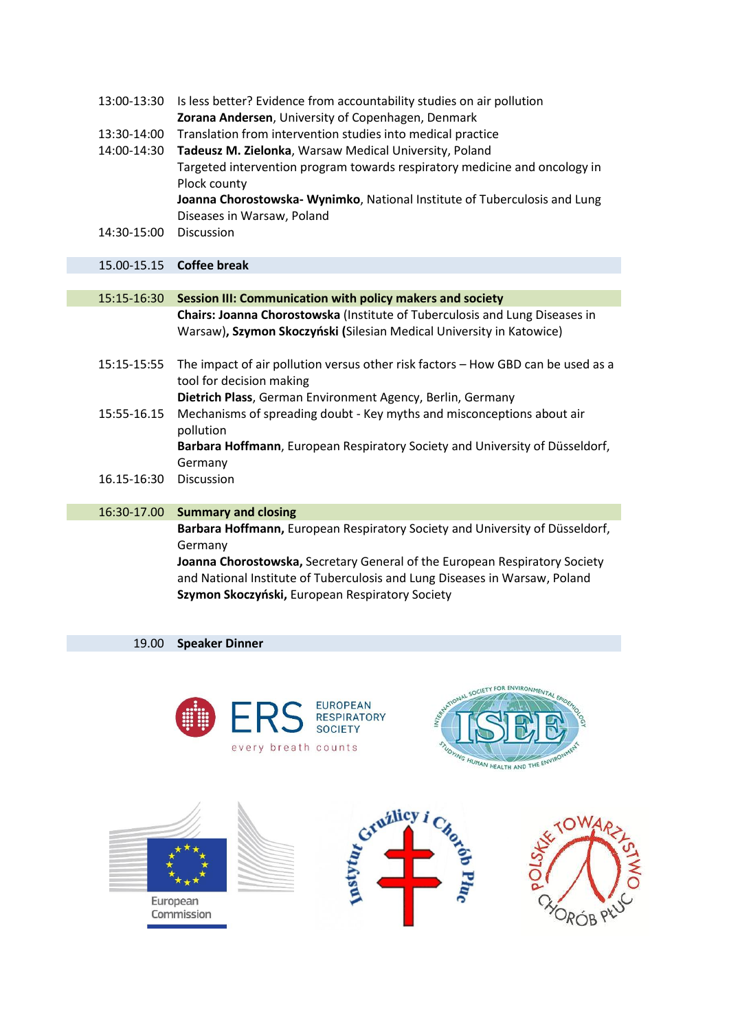| | |
|---|---|
| 13:00-13:30 | Is less better? Evidence from accountability studies on air pollution<br>**Zorana Andersen**, University of Copenhagen, Denmark |
| 13:30-14:00 | Translation from intervention studies into medical practice |
| 14:00-14:30 | **Tadeusz M. Zielonka**, Warsaw Medical University, Poland<br>Targeted intervention program towards respiratory medicine and oncology in Plock county<br>**Joanna Chorostowska- Wynimko**, National Institute of Tuberculosis and Lung Diseases in Warsaw, Poland |
| 14:30-15:00 | Discussion |
| 15.00-15.15 | **Coffee break** |
| 15:15-16:30 | **Session III: Communication with policy makers and society**<br>**Chairs: Joanna Chorostowska** (Institute of Tuberculosis and Lung Diseases in Warsaw)**, Szymon Skoczyński (**Silesian Medical University in Katowice) |
| 15:15-15:55 | The impact of air pollution versus other risk factors – How GBD can be used as a tool for decision making<br>**Dietrich Plass**, German Environment Agency, Berlin, Germany |
| 15:55-16.15 | Mechanisms of spreading doubt - Key myths and misconceptions about air pollution<br>**Barbara Hoffmann**, European Respiratory Society and University of Düsseldorf, Germany |
| 16.15-16:30 | Discussion |
| 16:30-17.00 | **Summary and closing**<br>**Barbara Hoffmann,** European Respiratory Society and University of Düsseldorf, Germany<br>**Joanna Chorostowska,** Secretary General of the European Respiratory Society and National Institute of Tuberculosis and Lung Diseases in Warsaw, Poland<br>**Szymon Skoczyński,** European Respiratory Society |
| 19.00 | **Speaker Dinner** |

ERS EUROPEAN RESPIRATORY SOCIETY every breath counts

INTERNATIONAL SOCIETY FOR ENVIRONMENTAL EPIDEMIOLOGY ISEE STUDYING HUMAN HEALTH AND THE ENVIRONMENT

European Commission

Instytut Gruźlicy i Chorób Płuc

POLSKIE TOWARZYSTWO CHORÓB PŁUC